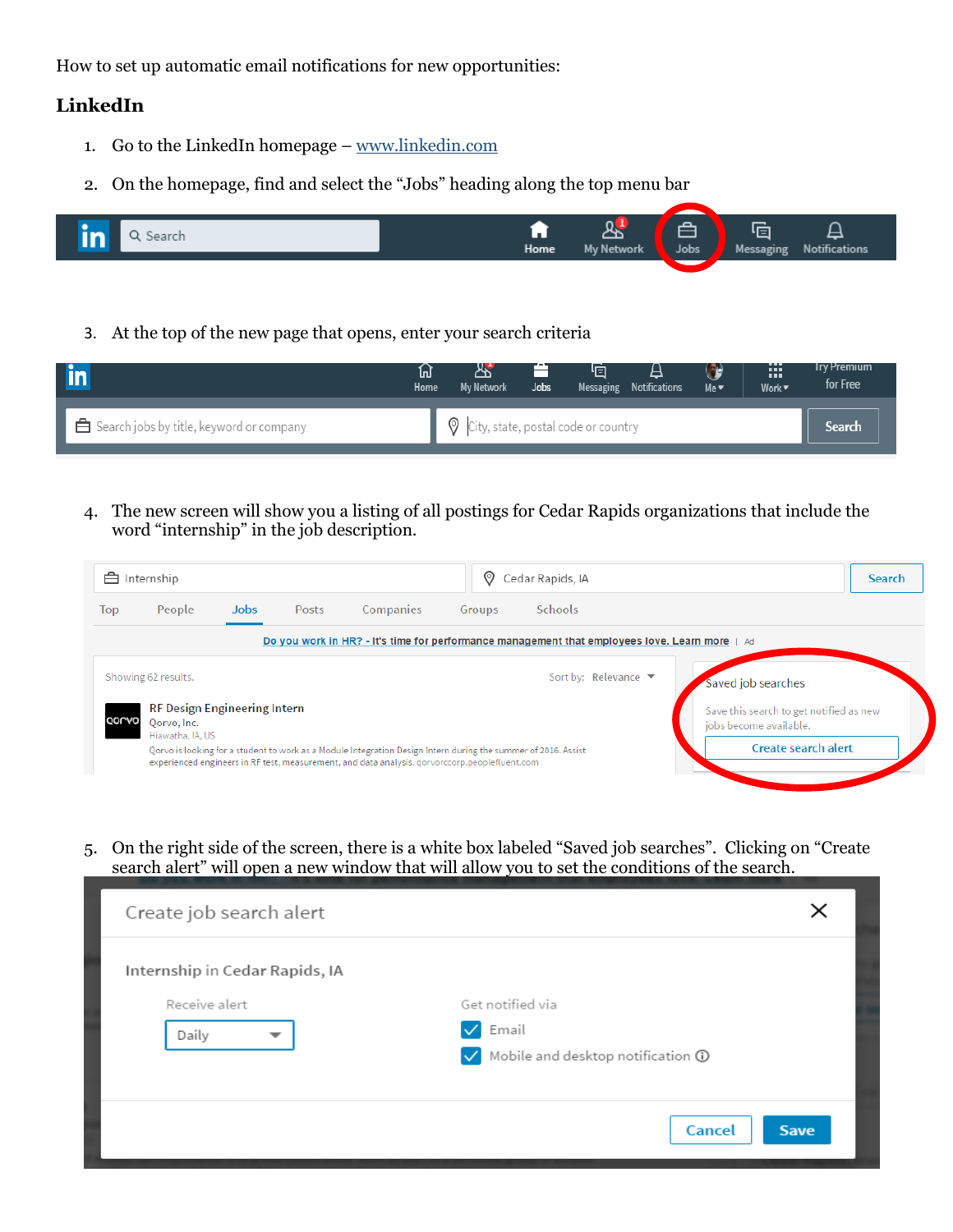How to set up automatic email notifications for new opportunities:

## LinkedIn

1. Go to the LinkedIn homepage – www.linkedin.com
2. On the homepage, find and select the "Jobs" heading along the top menu bar
3. At the top of the new page that opens, enter your search criteria
4. The new screen will show you a listing of all postings for Cedar Rapids organizations that include the word "internship" in the job description.
5. On the right side of the screen, there is a white box labeled "Saved job searches". Clicking on "Create search alert" will open a new window that will allow you to set the conditions of the search.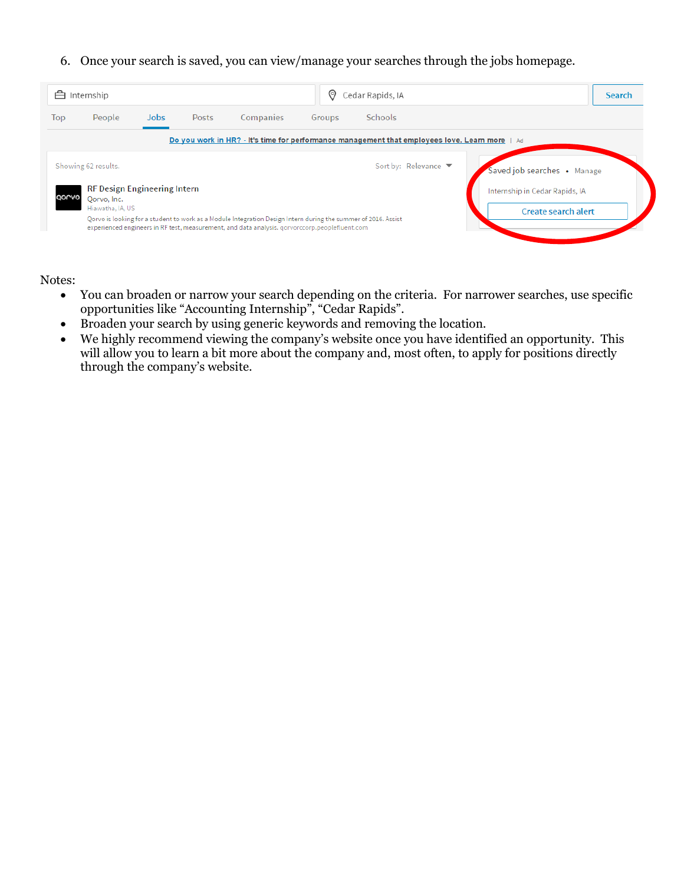6. Once your search is saved, you can view/manage your searches through the jobs homepage.

Notes:

- You can broaden or narrow your search depending on the criteria. For narrower searches, use specific opportunities like "Accounting Internship", "Cedar Rapids".
- Broaden your search by using generic keywords and removing the location.
- We highly recommend viewing the company's website once you have identified an opportunity. This will allow you to learn a bit more about the company and, most often, to apply for positions directly through the company's website.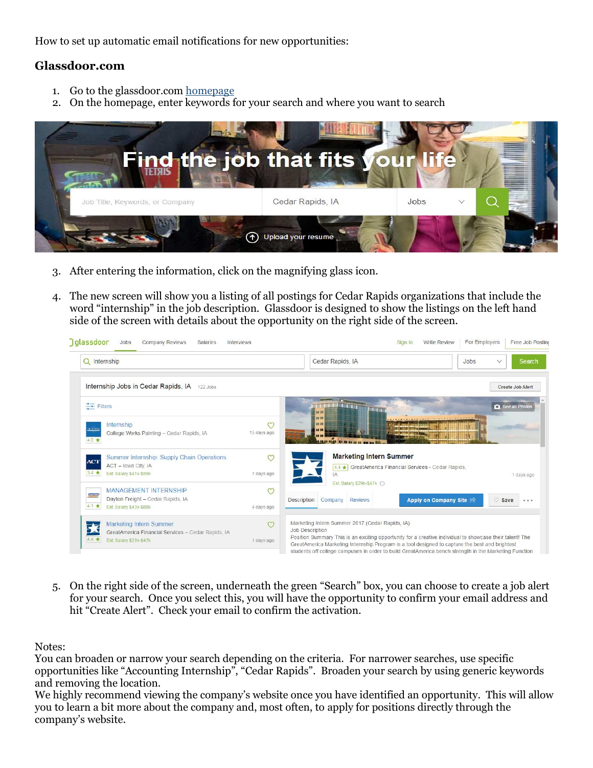How to set up automatic email notifications for new opportunities:

## Glassdoor.com

1. Go to the glassdoor.com homepage
2. On the homepage, enter keywords for your search and where you want to search

3. After entering the information, click on the magnifying glass icon.

4. The new screen will show you a listing of all postings for Cedar Rapids organizations that include the word "internship" in the job description. Glassdoor is designed to show the listings on the left hand side of the screen with details about the opportunity on the right side of the screen.

5. On the right side of the screen, underneath the green "Search" box, you can choose to create a job alert for your search. Once you select this, you will have the opportunity to confirm your email address and hit "Create Alert". Check your email to confirm the activation.

Notes:
You can broaden or narrow your search depending on the criteria. For narrower searches, use specific opportunities like "Accounting Internship", "Cedar Rapids". Broaden your search by using generic keywords and removing the location.
We highly recommend viewing the company's website once you have identified an opportunity. This will allow you to learn a bit more about the company and, most often, to apply for positions directly through the company's website.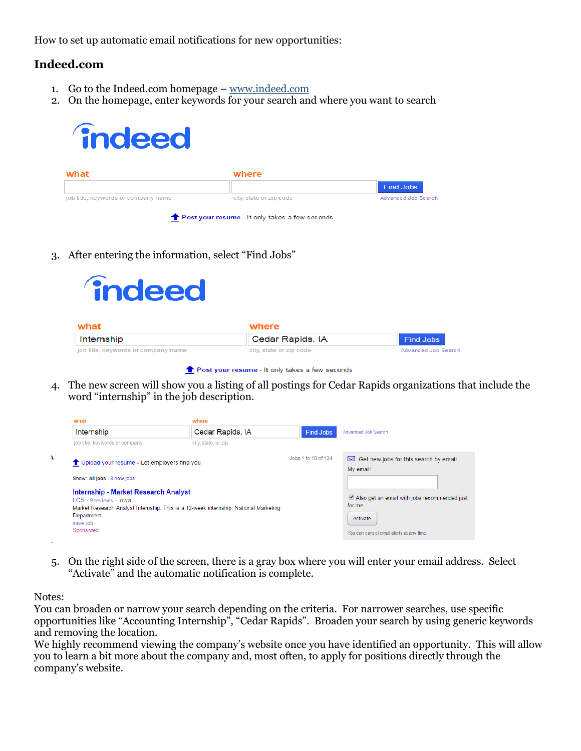How to set up automatic email notifications for new opportunities:

## Indeed.com

1. Go to the Indeed.com homepage – www.indeed.com
2. On the homepage, enter keywords for your search and where you want to search

indeed

what

where

Find Jobs

job title, keywords or company name

city, state or zip code

Advanced Job Search

Post your resume - It only takes a few seconds

3. After entering the information, select "Find Jobs"

indeed

what

where

Internship

Cedar Rapids, IA

Find Jobs

job title, keywords or company name

city, state or zip code

Advanced Job Search

Post your resume - It only takes a few seconds

4. The new screen will show you a listing of all postings for Cedar Rapids organizations that include the word "internship" in the job description.

what

where

Internship

Cedar Rapids, IA

Find Jobs

Advanced Job Search

job title, keywords or company

city, state, or zip

Upload your resume - Let employers find you

Jobs 1 to 10 of 134

Show: all jobs - 3 new jobs

Internship - Market Research Analyst

LCS - 9 reviews - Iowa

Market Research Analyst Internship. This is a 12-week internship. National Marketing Department ...

save job

Sponsored

Get new jobs for this search by email

My email:

Also get an email with jobs recommended just for me

Activate

You can cancel email alerts at any time.

5. On the right side of the screen, there is a gray box where you will enter your email address. Select "Activate" and the automatic notification is complete.

Notes:

You can broaden or narrow your search depending on the criteria. For narrower searches, use specific opportunities like "Accounting Internship", "Cedar Rapids". Broaden your search by using generic keywords and removing the location.

We highly recommend viewing the company's website once you have identified an opportunity. This will allow you to learn a bit more about the company and, most often, to apply for positions directly through the company's website.